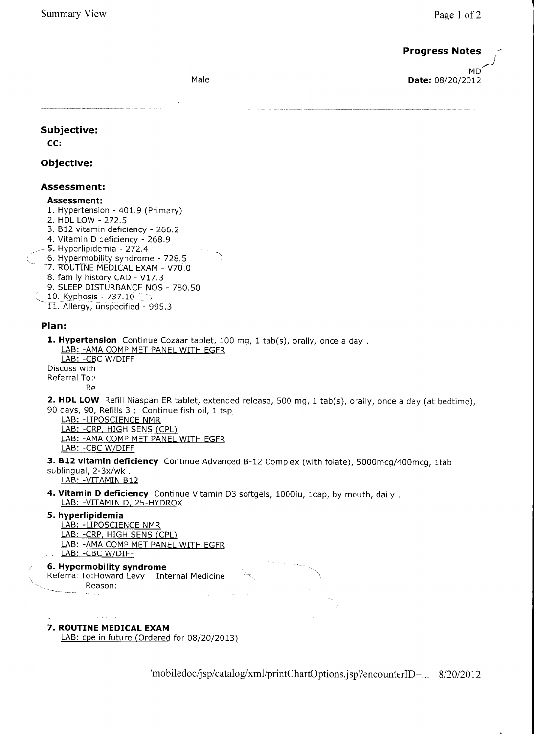## Progress Notes

MD

Male

**Date:** 08/20/2012

---

### Subjective:

**CC:**

### Objective:

### Assessment:

**Assessment:**

1. Hypertension - 401.9 (Primary)
2. HDL LOW - 272.5
3. B12 vitamin deficiency - 266.2
4. Vitamin D deficiency - 268.9
5. Hyperlipidemia - 272.4
6. Hypermobility syndrome - 728.5
7. ROUTINE MEDICAL EXAM - V70.0
8. family history CAD - V17.3
9. SLEEP DISTURBANCE NOS - 780.50
10. Kyphosis - 737.10
11. Allergy, unspecified - 995.3

### Plan:

**1. Hypertension** Continue Cozaar tablet, 100 mg, 1 tab(s), orally, once a day .
LAB: -AMA COMP MET PANEL WITH EGFR
LAB: -CBC W/DIFF
Discuss with
Referral To:
Re

**2. HDL LOW** Refill Niaspan ER tablet, extended release, 500 mg, 1 tab(s), orally, once a day (at bedtime), 90 days, 90, Refills 3 ; Continue fish oil, 1 tsp
LAB: -LIPOSCIENCE NMR
LAB: -CRP, HIGH SENS (CPL)
LAB: -AMA COMP MET PANEL WITH EGFR
LAB: -CBC W/DIFF

**3. B12 vitamin deficiency** Continue Advanced B-12 Complex (with folate), 5000mcg/400mcg, 1tab sublingual, 2-3x/wk .
LAB: -VITAMIN B12

**4. Vitamin D deficiency** Continue Vitamin D3 softgels, 1000iu, 1cap, by mouth, daily .
LAB: -VITAMIN D, 25-HYDROX

**5. hyperlipidemia**
LAB: -LIPOSCIENCE NMR
LAB: -CRP, HIGH SENS (CPL)
LAB: -AMA COMP MET PANEL WITH EGFR
LAB: -CBC W/DIFF

**6. Hypermobility syndrome**
Referral To:Howard Levy Internal Medicine
Reason:

**7. ROUTINE MEDICAL EXAM**
LAB: cpe in future (Ordered for 08/20/2013)

'mobiledoc/jsp/catalog/xml/printChartOptions.jsp?encounterID=... 8/20/2012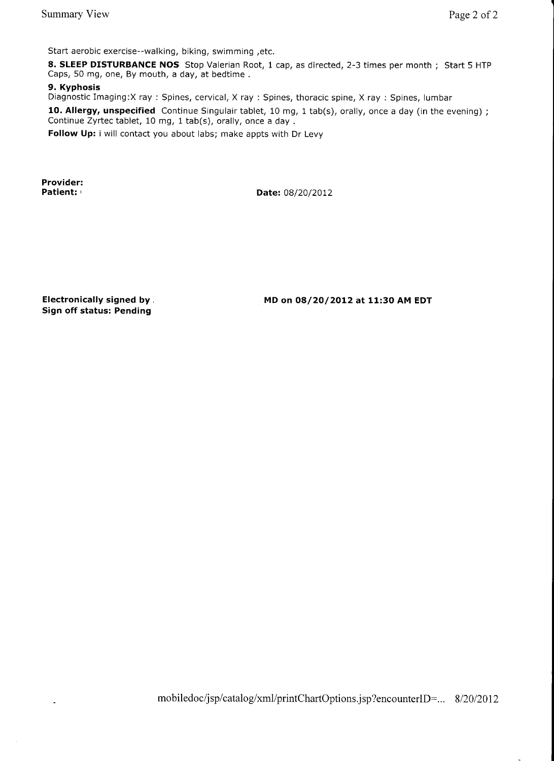Start aerobic exercise--walking, biking, swimming ,etc.

**8. SLEEP DISTURBANCE NOS** Stop Valerian Root, 1 cap, as directed, 2-3 times per month ; Start 5 HTP Caps, 50 mg, one, By mouth, a day, at bedtime .

**9. Kyphosis**
Diagnostic Imaging:X ray : Spines, cervical, X ray : Spines, thoracic spine, X ray : Spines, lumbar

**10. Allergy, unspecified** Continue Singulair tablet, 10 mg, 1 tab(s), orally, once a day (in the evening) ; Continue Zyrtec tablet, 10 mg, 1 tab(s), orally, once a day .

**Follow Up:** i will contact you about labs; make appts with Dr Levy

**Provider:**
**Patient:** **Date:** 08/20/2012

**Electronically signed by** **MD on 08/20/2012 at 11:30 AM EDT**
**Sign off status: Pending**

mobiledoc/jsp/catalog/xml/printChartOptions.jsp?encounterID=... 8/20/2012